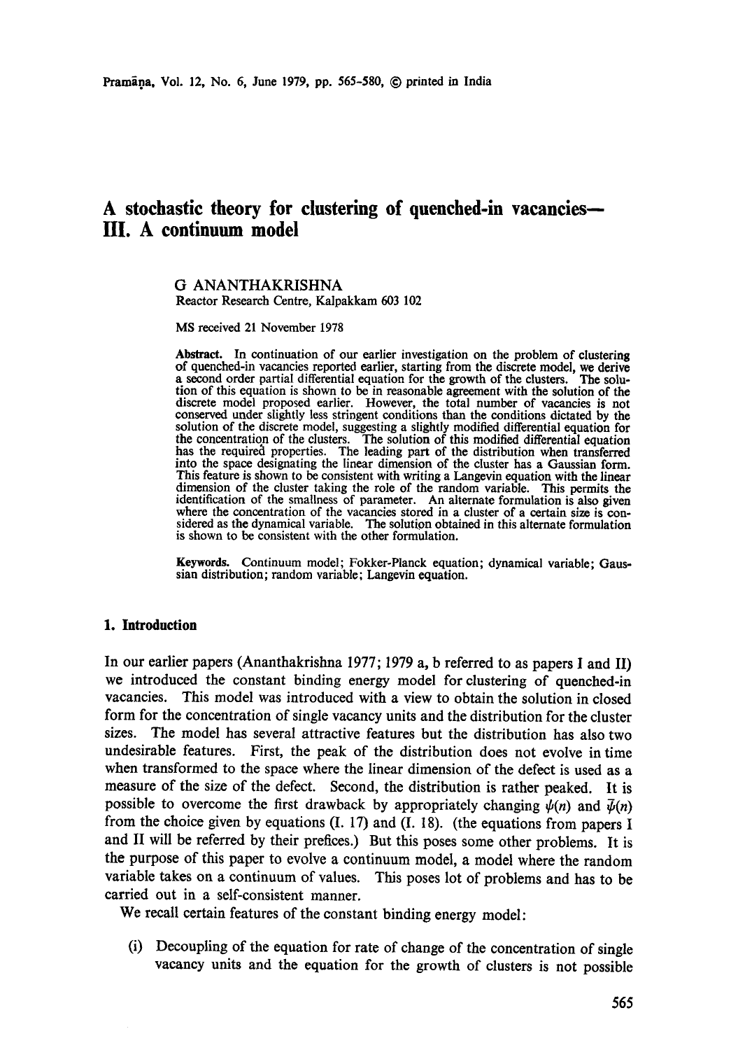# A stochastic theory for clustering of quenched-in vacancies—III. A continuum model

G ANANTHAKRISHNA
Reactor Research Centre, Kalpakkam 603 102

MS received 21 November 1978

**Abstract.** In continuation of our earlier investigation on the problem of clustering of quenched-in vacancies reported earlier, starting from the discrete model, we derive a second order partial differential equation for the growth of the clusters. The solution of this equation is shown to be in reasonable agreement with the solution of the discrete model proposed earlier. However, the total number of vacancies is not conserved under slightly less stringent conditions than the conditions dictated by the solution of the discrete model, suggesting a slightly modified differential equation for the concentration of the clusters. The solution of this modified differential equation has the required properties. The leading part of the distribution when transferred into the space designating the linear dimension of the cluster has a Gaussian form. This feature is shown to be consistent with writing a Langevin equation with the linear dimension of the cluster taking the role of the random variable. This permits the identification of the smallness of parameter. An alternate formulation is also given where the concentration of the vacancies stored in a cluster of a certain size is considered as the dynamical variable. The solution obtained in this alternate formulation is shown to be consistent with the other formulation.

**Keywords.** Continuum model; Fokker-Planck equation; dynamical variable; Gaussian distribution; random variable; Langevin equation.

## 1. Introduction

In our earlier papers (Ananthakrishna 1977; 1979 a, b referred to as papers I and II) we introduced the constant binding energy model for clustering of quenched-in vacancies. This model was introduced with a view to obtain the solution in closed form for the concentration of single vacancy units and the distribution for the cluster sizes. The model has several attractive features but the distribution has also two undesirable features. First, the peak of the distribution does not evolve in time when transformed to the space where the linear dimension of the defect is used as a measure of the size of the defect. Second, the distribution is rather peaked. It is possible to overcome the first drawback by appropriately changing $\psi(n)$ and $\bar{\psi}(n)$ from the choice given by equations (I. 17) and (I. 18). (the equations from papers I and II will be referred by their prefices.) But this poses some other problems. It is the purpose of this paper to evolve a continuum model, a model where the random variable takes on a continuum of values. This poses lot of problems and has to be carried out in a self-consistent manner.

We recall certain features of the constant binding energy model:

(i) Decoupling of the equation for rate of change of the concentration of single vacancy units and the equation for the growth of clusters is not possible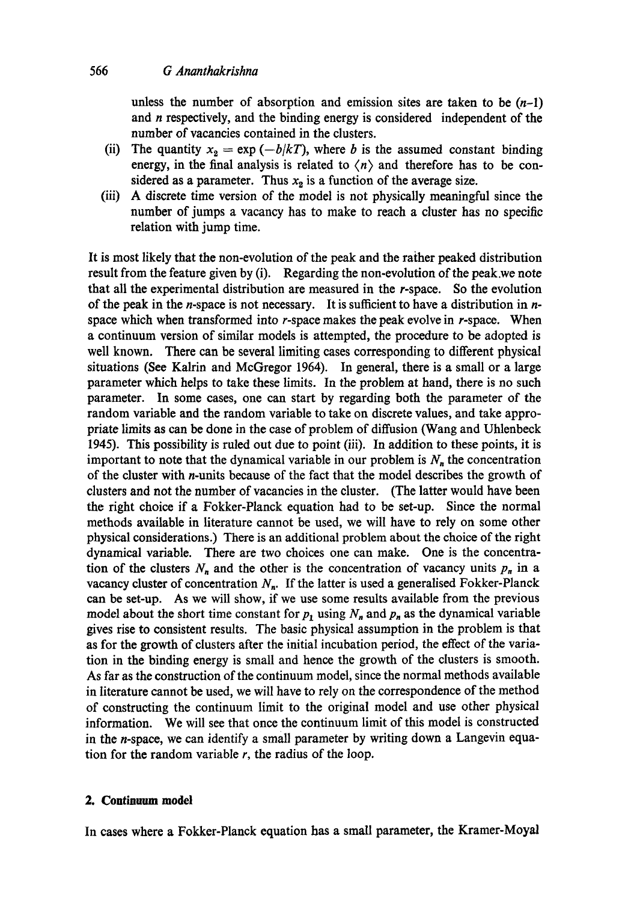unless the number of absorption and emission sites are taken to be $(n-1)$ and $n$ respectively, and the binding energy is considered independent of the number of vacancies contained in the clusters.

(ii) The quantity $x_2 = \exp(-b/kT)$, where $b$ is the assumed constant binding energy, in the final analysis is related to $\langle n \rangle$ and therefore has to be considered as a parameter. Thus $x_2$ is a function of the average size.

(iii) A discrete time version of the model is not physically meaningful since the number of jumps a vacancy has to make to reach a cluster has no specific relation with jump time.

It is most likely that the non-evolution of the peak and the rather peaked distribution result from the feature given by (i). Regarding the non-evolution of the peak we note that all the experimental distribution are measured in the $r$-space. So the evolution of the peak in the $n$-space is not necessary. It is sufficient to have a distribution in $n$-space which when transformed into $r$-space makes the peak evolve in $r$-space. When a continuum version of similar models is attempted, the procedure to be adopted is well known. There can be several limiting cases corresponding to different physical situations (See Kalrin and McGregor 1964). In general, there is a small or a large parameter which helps to take these limits. In the problem at hand, there is no such parameter. In some cases, one can start by regarding both the parameter of the random variable and the random variable to take on discrete values, and take appropriate limits as can be done in the case of problem of diffusion (Wang and Uhlenbeck 1945). This possibility is ruled out due to point (iii). In addition to these points, it is important to note that the dynamical variable in our problem is $N_n$ the concentration of the cluster with $n$-units because of the fact that the model describes the growth of clusters and not the number of vacancies in the cluster. (The latter would have been the right choice if a Fokker-Planck equation had to be set-up. Since the normal methods available in literature cannot be used, we will have to rely on some other physical considerations.) There is an additional problem about the choice of the right dynamical variable. There are two choices one can make. One is the concentration of the clusters $N_n$ and the other is the concentration of vacancy units $p_n$ in a vacancy cluster of concentration $N_n$. If the latter is used a generalised Fokker-Planck can be set-up. As we will show, if we use some results available from the previous model about the short time constant for $p_1$ using $N_n$ and $p_n$ as the dynamical variable gives rise to consistent results. The basic physical assumption in the problem is that as for the growth of clusters after the initial incubation period, the effect of the variation in the binding energy is small and hence the growth of the clusters is smooth. As far as the construction of the continuum model, since the normal methods available in literature cannot be used, we will have to rely on the correspondence of the method of constructing the continuum limit to the original model and use other physical information. We will see that once the continuum limit of this model is constructed in the $n$-space, we can identify a small parameter by writing down a Langevin equation for the random variable $r$, the radius of the loop.

## 2. Continuum model

In cases where a Fokker-Planck equation has a small parameter, the Kramer-Moyal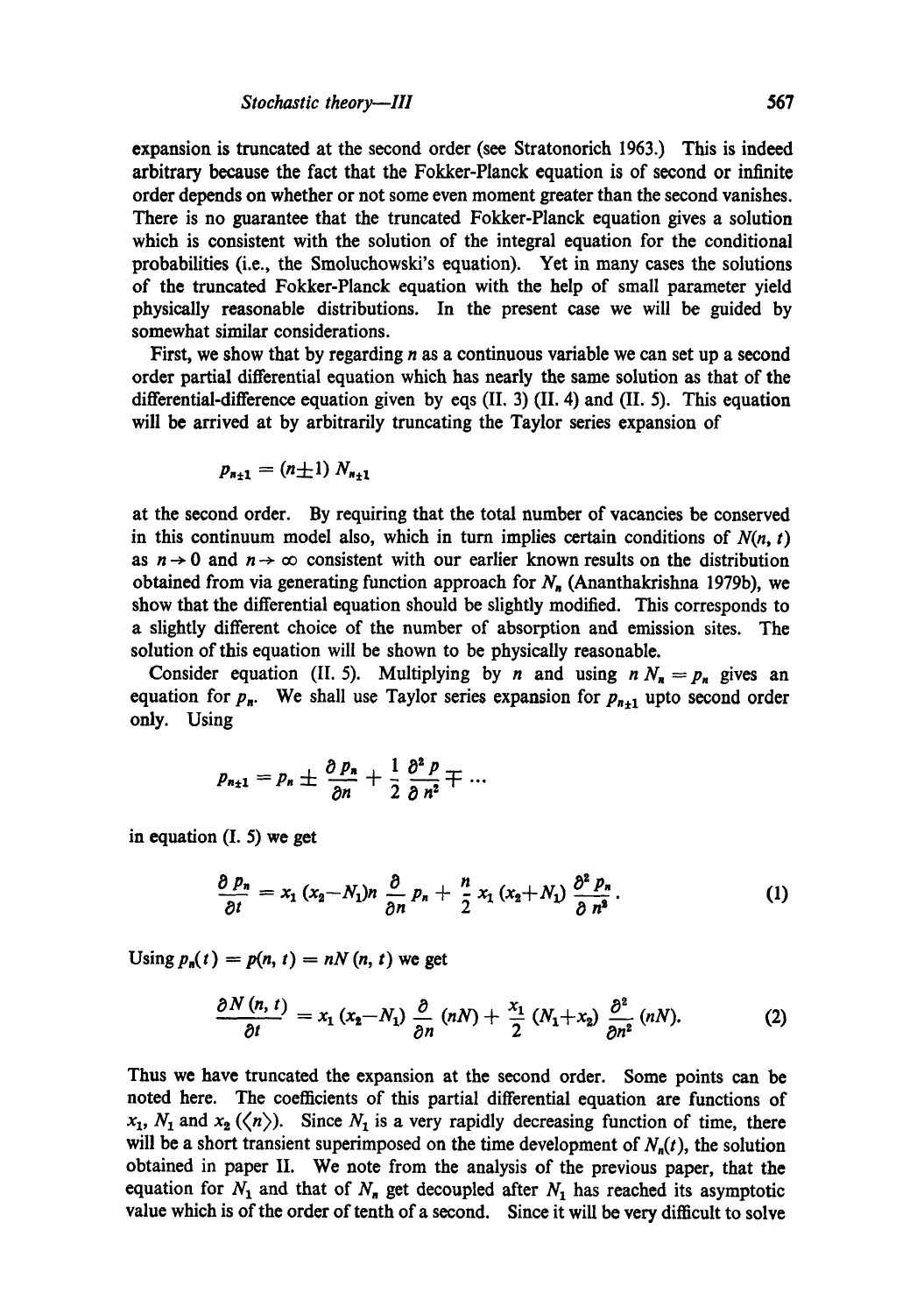expansion is truncated at the second order (see Stratonorich 1963.) This is indeed arbitrary because the fact that the Fokker-Planck equation is of second or infinite order depends on whether or not some even moment greater than the second vanishes. There is no guarantee that the truncated Fokker-Planck equation gives a solution which is consistent with the solution of the integral equation for the conditional probabilities (i.e., the Smoluchowski's equation). Yet in many cases the solutions of the truncated Fokker-Planck equation with the help of small parameter yield physically reasonable distributions. In the present case we will be guided by somewhat similar considerations.

First, we show that by regarding $n$ as a continuous variable we can set up a second order partial differential equation which has nearly the same solution as that of the differential-difference equation given by eqs (II. 3) (II. 4) and (II. 5). This equation will be arrived at by arbitrarily truncating the Taylor series expansion of

$$p_{n\pm 1} = (n \pm 1)\, N_{n\pm 1}$$

at the second order. By requiring that the total number of vacancies be conserved in this continuum model also, which in turn implies certain conditions of $N(n, t)$ as $n \to 0$ and $n \to \infty$ consistent with our earlier known results on the distribution obtained from via generating function approach for $N_n$ (Ananthakrishna 1979b), we show that the differential equation should be slightly modified. This corresponds to a slightly different choice of the number of absorption and emission sites. The solution of this equation will be shown to be physically reasonable.

Consider equation (II. 5). Multiplying by $n$ and using $n\, N_n = p_n$ gives an equation for $p_n$. We shall use Taylor series expansion for $p_{n\pm 1}$ upto second order only. Using

$$p_{n\pm 1} = p_n \pm \frac{\partial p_n}{\partial n} + \frac{1}{2} \frac{\partial^2 p}{\partial n^2} \mp \cdots$$

in equation (I. 5) we get

$$\frac{\partial p_n}{\partial t} = x_1 (x_2 - N_1) n \frac{\partial}{\partial n} p_n + \frac{n}{2} x_1 (x_2 + N_1) \frac{\partial^2 p_n}{\partial n^2}. \tag{1}$$

Using $p_n(t) = p(n, t) = nN(n, t)$ we get

$$\frac{\partial N(n, t)}{\partial t} = x_1 (x_2 - N_1) \frac{\partial}{\partial n} (nN) + \frac{x_1}{2} (N_1 + x_2) \frac{\partial^2}{\partial n^2} (nN). \tag{2}$$

Thus we have truncated the expansion at the second order. Some points can be noted here. The coefficients of this partial differential equation are functions of $x_1$, $N_1$ and $x_2$ ($\langle n \rangle$). Since $N_1$ is a very rapidly decreasing function of time, there will be a short transient superimposed on the time development of $N_n(t)$, the solution obtained in paper II. We note from the analysis of the previous paper, that the equation for $N_1$ and that of $N_n$ get decoupled after $N_1$ has reached its asymptotic value which is of the order of tenth of a second. Since it will be very difficult to solve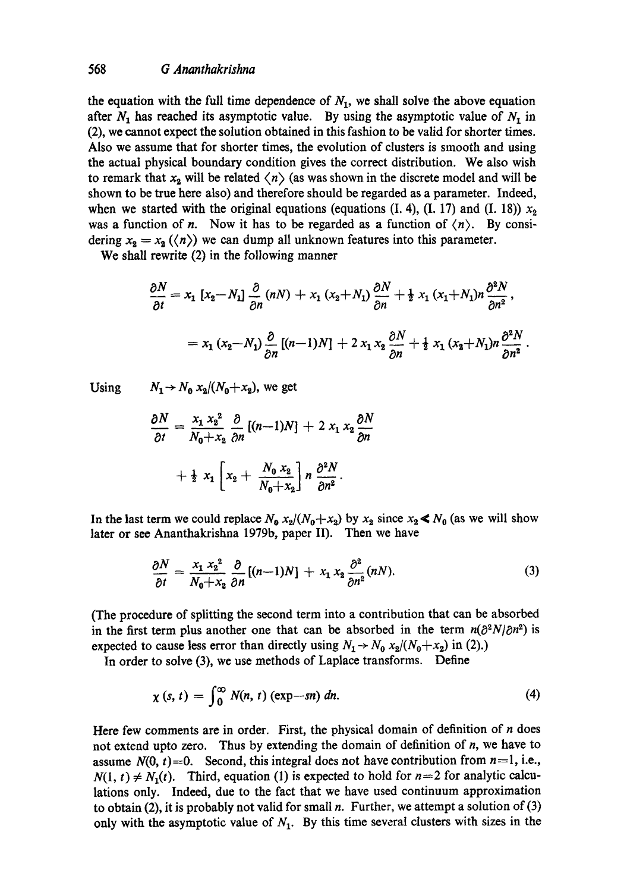the equation with the full time dependence of $N_1$, we shall solve the above equation after $N_1$ has reached its asymptotic value. By using the asymptotic value of $N_1$ in (2), we cannot expect the solution obtained in this fashion to be valid for shorter times. Also we assume that for shorter times, the evolution of clusters is smooth and using the actual physical boundary condition gives the correct distribution. We also wish to remark that $x_2$ will be related $\langle n \rangle$ (as was shown in the discrete model and will be shown to be true here also) and therefore should be regarded as a parameter. Indeed, when we started with the original equations (equations (I. 4), (I. 17) and (I. 18)) $x_2$ was a function of $n$. Now it has to be regarded as a function of $\langle n \rangle$. By considering $x_2 = x_2 (\langle n \rangle)$ we can dump all unknown features into this parameter.

We shall rewrite (2) in the following manner

$$\frac{\partial N}{\partial t} = x_1 \left[x_2 - N_1\right] \frac{\partial}{\partial n}(nN) + x_1 (x_2 + N_1) \frac{\partial N}{\partial n} + \tfrac{1}{2} x_1 (x_1 + N_1) n \frac{\partial^2 N}{\partial n^2},$$

$$= x_1 (x_2 - N_1) \frac{\partial}{\partial n}\left[(n-1)N\right] + 2 x_1 x_2 \frac{\partial N}{\partial n} + \tfrac{1}{2} x_1 (x_2 + N_1) n \frac{\partial^2 N}{\partial n^2}.$$

Using $\quad N_1 \to N_0 \, x_2/(N_0 + x_2)$, we get

$$\frac{\partial N}{\partial t} = \frac{x_1 x_2^2}{N_0 + x_2} \frac{\partial}{\partial n}\left[(n-1)N\right] + 2 x_1 x_2 \frac{\partial N}{\partial n}$$

$$+ \tfrac{1}{2} x_1 \left[x_2 + \frac{N_0 x_2}{N_0 + x_2}\right] n \frac{\partial^2 N}{\partial n^2}.$$

In the last term we could replace $N_0 x_2/(N_0 + x_2)$ by $x_2$ since $x_2 \ll N_0$ (as we will show later or see Ananthakrishna 1979b, paper II). Then we have

$$\frac{\partial N}{\partial t} = \frac{x_1 x_2^2}{N_0 + x_2} \frac{\partial}{\partial n}\left[(n-1)N\right] + x_1 x_2 \frac{\partial^2}{\partial n^2}(nN). \tag{3}$$

(The procedure of splitting the second term into a contribution that can be absorbed in the first term plus another one that can be absorbed in the term $n(\partial^2 N/\partial n^2)$ is expected to cause less error than directly using $N_1 \to N_0 \, x_2/(N_0 + x_2)$ in (2).)

In order to solve (3), we use methods of Laplace transforms. Define

$$\chi(s, t) = \int_0^\infty N(n, t) (\exp - sn) \, dn. \tag{4}$$

Here few comments are in order. First, the physical domain of definition of $n$ does not extend upto zero. Thus by extending the domain of definition of $n$, we have to assume $N(0, t) = 0$. Second, this integral does not have contribution from $n = 1$, i.e., $N(1, t) \neq N_1(t)$. Third, equation (1) is expected to hold for $n = 2$ for analytic calculations only. Indeed, due to the fact that we have used continuum approximation to obtain (2), it is probably not valid for small $n$. Further, we attempt a solution of (3) only with the asymptotic value of $N_1$. By this time several clusters with sizes in the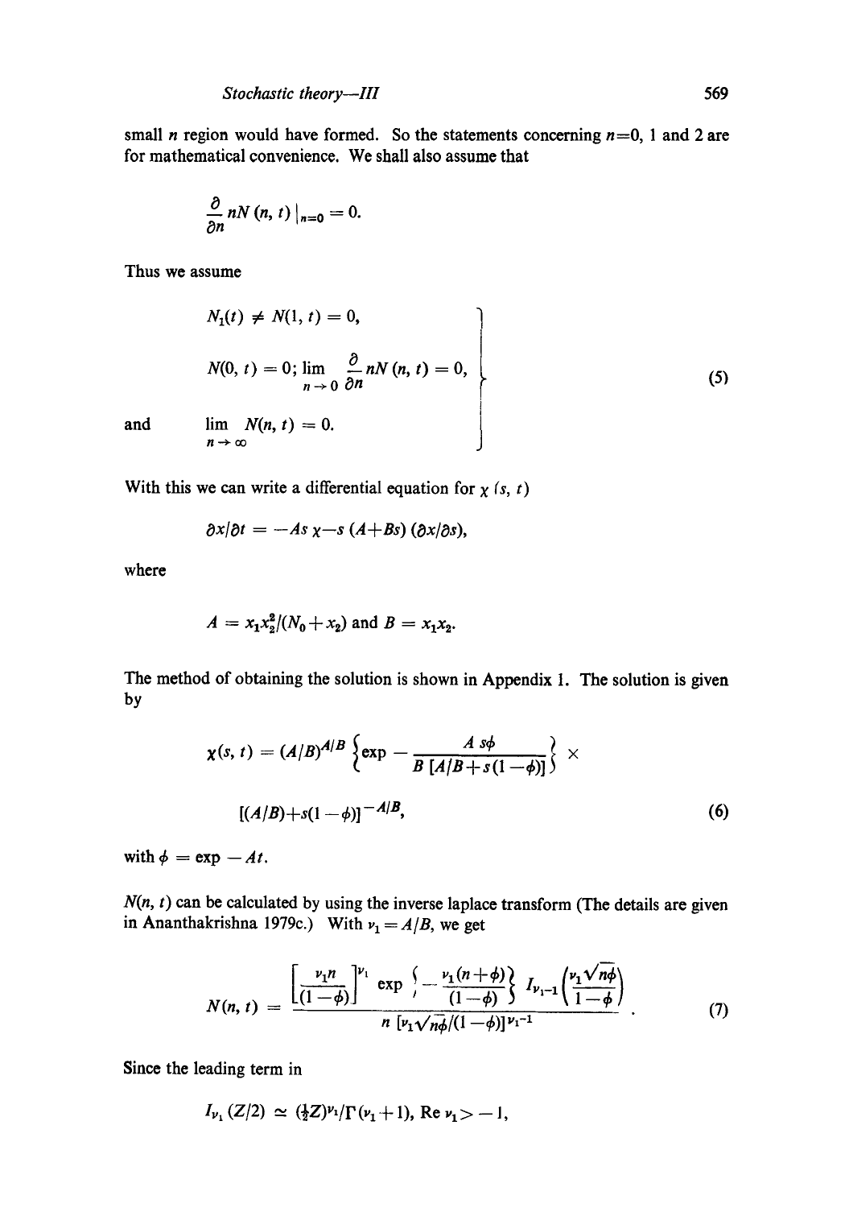small $n$ region would have formed. So the statements concerning $n=0$, 1 and 2 are for mathematical convenience. We shall also assume that

$$\frac{\partial}{\partial n} nN(n, t)\,|_{n=0} = 0.$$

Thus we assume

$$\left.\begin{aligned} &N_1(t) \neq N(1, t) = 0, \\ &N(0, t) = 0; \lim_{n \to 0} \frac{\partial}{\partial n} nN(n, t) = 0, \\ \text{and} \quad &\lim_{n \to \infty} N(n, t) = 0. \end{aligned}\right\} \tag{5}$$

With this we can write a differential equation for $\chi(s, t)$

$$\partial \chi/\partial t = -As\,\chi - s\,(A+Bs)\,(\partial \chi/\partial s),$$

where

$$A = x_1 x_2^2/(N_0 + x_2) \text{ and } B = x_1 x_2.$$

The method of obtaining the solution is shown in Appendix 1. The solution is given by

$$\chi(s, t) = (A/B)^{A/B} \left\{ \exp - \frac{A\,s\phi}{B\,[A/B + s(1-\phi)]} \right\} \times$$

$$[(A/B) + s(1-\phi)]^{-A/B}, \tag{6}$$

with $\phi = \exp - At$.

$N(n, t)$ can be calculated by using the inverse laplace transform (The details are given in Ananthakrishna 1979c.) With $\nu_1 = A/B$, we get

$$N(n, t) = \frac{\left[\dfrac{\nu_1 n}{(1-\phi)}\right]^{\nu_1} \exp\left\{-\dfrac{\nu_1(n+\phi)}{(1-\phi)}\right\} I_{\nu_1 - 1}\left(\dfrac{\nu_1\sqrt{n\phi}}{1-\phi}\right)}{n\,[\nu_1\sqrt{n\phi}/(1-\phi)]^{\nu_1 - 1}}. \tag{7}$$

Since the leading term in

$$I_{\nu_1}(Z/2) \simeq (\tfrac{1}{2}Z)^{\nu_1}/\Gamma(\nu_1 + 1), \; \mathrm{Re}\,\nu_1 > -1,$$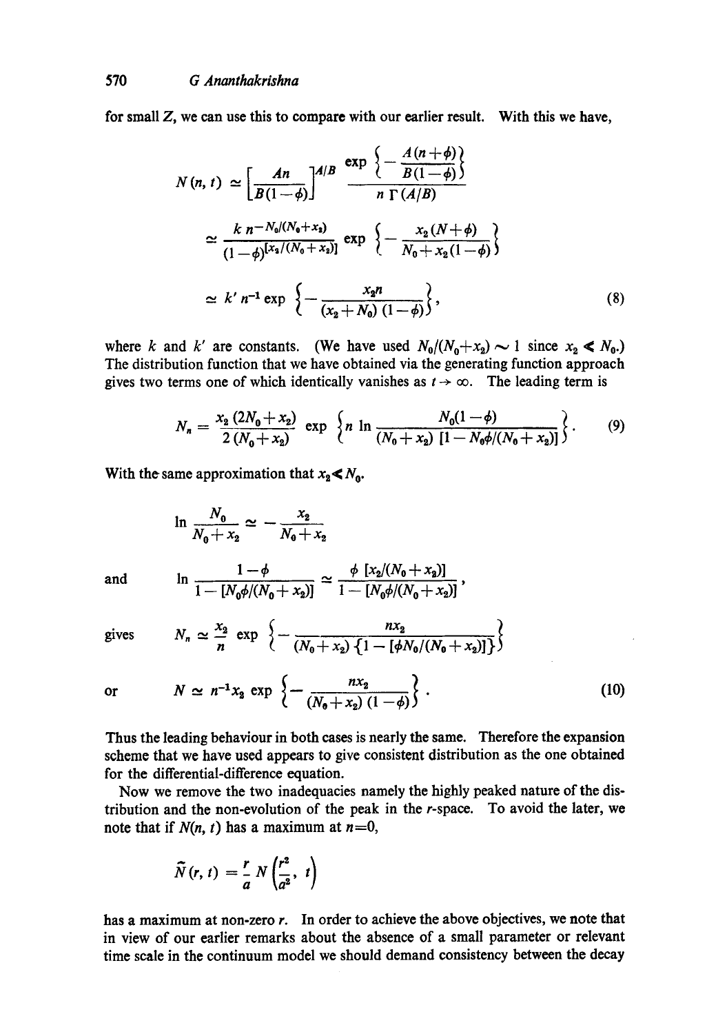for small $Z$, we can use this to compare with our earlier result. With this we have,

$$
\begin{aligned}
N(n, t) &\simeq \left[\frac{An}{B(1-\phi)}\right]^{A/B} \frac{\exp\left\{-\dfrac{A(n+\phi)}{B(1-\phi)}\right\}}{n\,\Gamma(A/B)} \\
&\simeq \frac{k\, n^{-N_0/(N_0+x_2)}}{(1-\phi)^{[x_2/(N_0+x_2)]}} \exp\left\{-\frac{x_2(N+\phi)}{N_0+x_2(1-\phi)}\right\} \\
&\simeq k' n^{-1} \exp\left\{-\frac{x_2 n}{(x_2+N_0)(1-\phi)}\right\},
\end{aligned}
\tag{8}
$$

where $k$ and $k'$ are constants. (We have used $N_0/(N_0+x_2) \sim 1$ since $x_2 \ll N_0$.) The distribution function that we have obtained via the generating function approach gives two terms one of which identically vanishes as $t \to \infty$. The leading term is

$$
N_n = \frac{x_2(2N_0+x_2)}{2(N_0+x_2)} \exp\left\{n \ln \frac{N_0(1-\phi)}{(N_0+x_2)\,[1-N_0\phi/(N_0+x_2)]}\right\}. \tag{9}
$$

With the same approximation that $x_2 \ll N_0$.

$$
\ln \frac{N_0}{N_0+x_2} \simeq -\frac{x_2}{N_0+x_2}
$$

and
$$
\ln \frac{1-\phi}{1-[N_0\phi/(N_0+x_2)]} \simeq \frac{\phi\,[x_2/(N_0+x_2)]}{1-[N_0\phi/(N_0+x_2)]},
$$

gives
$$
N_n \simeq \frac{x_2}{n} \exp\left\{-\frac{n x_2}{(N_0+x_2)\{1-[\phi N_0/(N_0+x_2)]\}}\right\}
$$

or
$$
N \simeq n^{-1} x_2 \exp\left\{-\frac{n x_2}{(N_0+x_2)(1-\phi)}\right\}. \tag{10}
$$

Thus the leading behaviour in both cases is nearly the same. Therefore the expansion scheme that we have used appears to give consistent distribution as the one obtained for the differential-difference equation.

Now we remove the two inadequacies namely the highly peaked nature of the distribution and the non-evolution of the peak in the $r$-space. To avoid the later, we note that if $N(n, t)$ has a maximum at $n=0$,

$$
\tilde{N}(r, t) = \frac{r}{a} N\left(\frac{r^2}{a^2}, t\right)
$$

has a maximum at non-zero $r$. In order to achieve the above objectives, we note that in view of our earlier remarks about the absence of a small parameter or relevant time scale in the continuum model we should demand consistency between the decay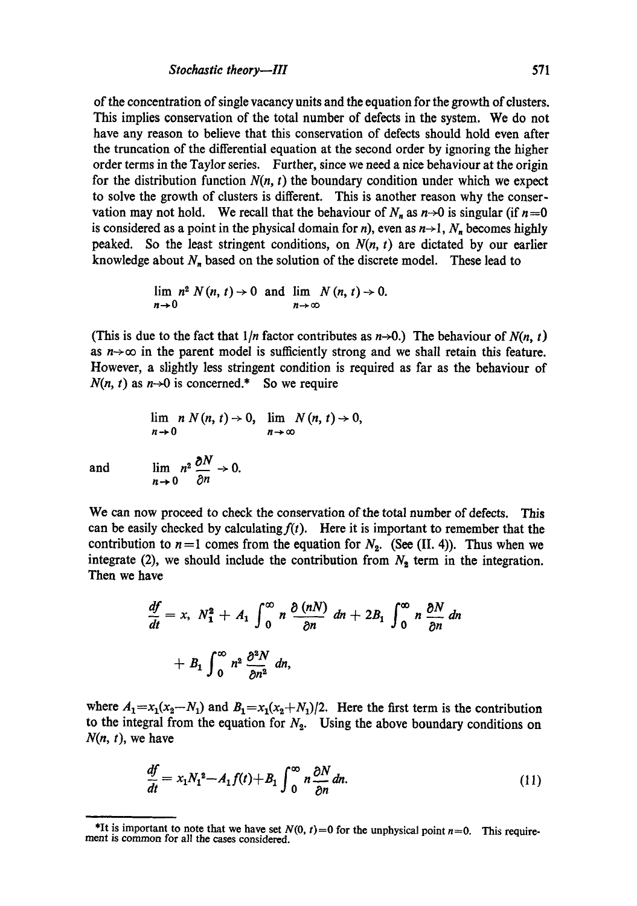of the concentration of single vacancy units and the equation for the growth of clusters. This implies conservation of the total number of defects in the system. We do not have any reason to believe that this conservation of defects should hold even after the truncation of the differential equation at the second order by ignoring the higher order terms in the Taylor series. Further, since we need a nice behaviour at the origin for the distribution function $N(n, t)$ the boundary condition under which we expect to solve the growth of clusters is different. This is another reason why the conservation may not hold. We recall that the behaviour of $N_n$ as $n \to 0$ is singular (if $n=0$ is considered as a point in the physical domain for $n$), even as $n \to 1$, $N_n$ becomes highly peaked. So the least stringent conditions, on $N(n, t)$ are dictated by our earlier knowledge about $N_n$ based on the solution of the discrete model. These lead to

$$\lim_{n \to 0} n^2 N(n, t) \to 0 \text{ and } \lim_{n \to \infty} N(n, t) \to 0.$$

(This is due to the fact that $1/n$ factor contributes as $n \to 0$.) The behaviour of $N(n, t)$ as $n \to \infty$ in the parent model is sufficiently strong and we shall retain this feature. However, a slightly less stringent condition is required as far as the behaviour of $N(n, t)$ as $n \to 0$ is concerned.* So we require

$$\lim_{n \to 0} n N(n, t) \to 0, \quad \lim_{n \to \infty} N(n, t) \to 0,$$

and

$$\lim_{n \to 0} n^2 \frac{\partial N}{\partial n} \to 0.$$

We can now proceed to check the conservation of the total number of defects. This can be easily checked by calculating $f(t)$. Here it is important to remember that the contribution to $n=1$ comes from the equation for $N_2$. (See (II. 4)). Thus when we integrate (2), we should include the contribution from $N_2$ term in the integration. Then we have

$$\frac{df}{dt} = x_1 N_1^2 + A_1 \int_0^\infty n \frac{\partial (nN)}{\partial n} dn + 2B_1 \int_0^\infty n \frac{\partial N}{\partial n} dn + B_1 \int_0^\infty n^2 \frac{\partial^2 N}{\partial n^2} dn,$$

where $A_1 = x_1(x_2 - N_1)$ and $B_1 = x_1(x_2 + N_1)/2$. Here the first term is the contribution to the integral from the equation for $N_2$. Using the above boundary conditions on $N(n, t)$, we have

$$\frac{df}{dt} = x_1 N_1^2 - A_1 f(t) + B_1 \int_0^\infty n \frac{\partial N}{\partial n} dn. \tag{11}$$

*It is important to note that we have set $N(0, t)=0$ for the unphysical point $n=0$. This requirement is common for all the cases considered.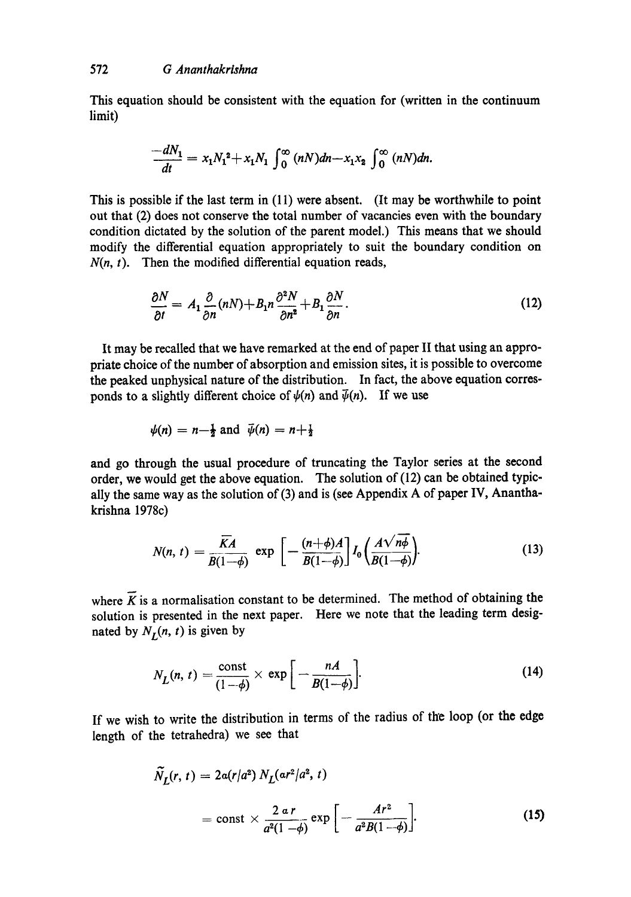This equation should be consistent with the equation for (written in the continuum limit)

$$\frac{-dN_1}{dt} = x_1 N_1^2 + x_1 N_1 \int_0^\infty (nN)dn - x_1 x_2 \int_0^\infty (nN)dn.$$

This is possible if the last term in (11) were absent. (It may be worthwhile to point out that (2) does not conserve the total number of vacancies even with the boundary condition dictated by the solution of the parent model.) This means that we should modify the differential equation appropriately to suit the boundary condition on $N(n, t)$. Then the modified differential equation reads,

$$\frac{\partial N}{\partial t} = A_1 \frac{\partial}{\partial n}(nN) + B_1 n \frac{\partial^2 N}{\partial n^2} + B_1 \frac{\partial N}{\partial n}. \tag{12}$$

It may be recalled that we have remarked at the end of paper II that using an appropriate choice of the number of absorption and emission sites, it is possible to overcome the peaked unphysical nature of the distribution. In fact, the above equation corresponds to a slightly different choice of $\psi(n)$ and $\bar{\psi}(n)$. If we use

$$\psi(n) = n - \tfrac{1}{2} \text{ and } \bar{\psi}(n) = n + \tfrac{1}{2}$$

and go through the usual procedure of truncating the Taylor series at the second order, we would get the above equation. The solution of (12) can be obtained typically the same way as the solution of (3) and is (see Appendix A of paper IV, Ananthakrishna 1978c)

$$N(n, t) = \frac{\bar{K}A}{B(1-\phi)} \exp\left[-\frac{(n+\phi)A}{B(1-\phi)}\right] I_0\left(\frac{A\sqrt{n\phi}}{B(1-\phi)}\right). \tag{13}$$

where $\bar{K}$ is a normalisation constant to be determined. The method of obtaining the solution is presented in the next paper. Here we note that the leading term designated by $N_L(n, t)$ is given by

$$N_L(n, t) = \frac{\text{const}}{(1-\phi)} \times \exp\left[-\frac{nA}{B(1-\phi)}\right]. \tag{14}$$

If we wish to write the distribution in terms of the radius of the loop (or the edge length of the tetrahedra) we see that

$$\begin{aligned} \tilde{N}_L(r, t) &= 2\alpha(r/a^2)\, N_L(\alpha r^2/a^2, t) \\ &= \text{const} \times \frac{2\,\alpha\, r}{a^2(1-\phi)} \exp\left[-\frac{Ar^2}{a^2 B(1-\phi)}\right]. \end{aligned} \tag{15}$$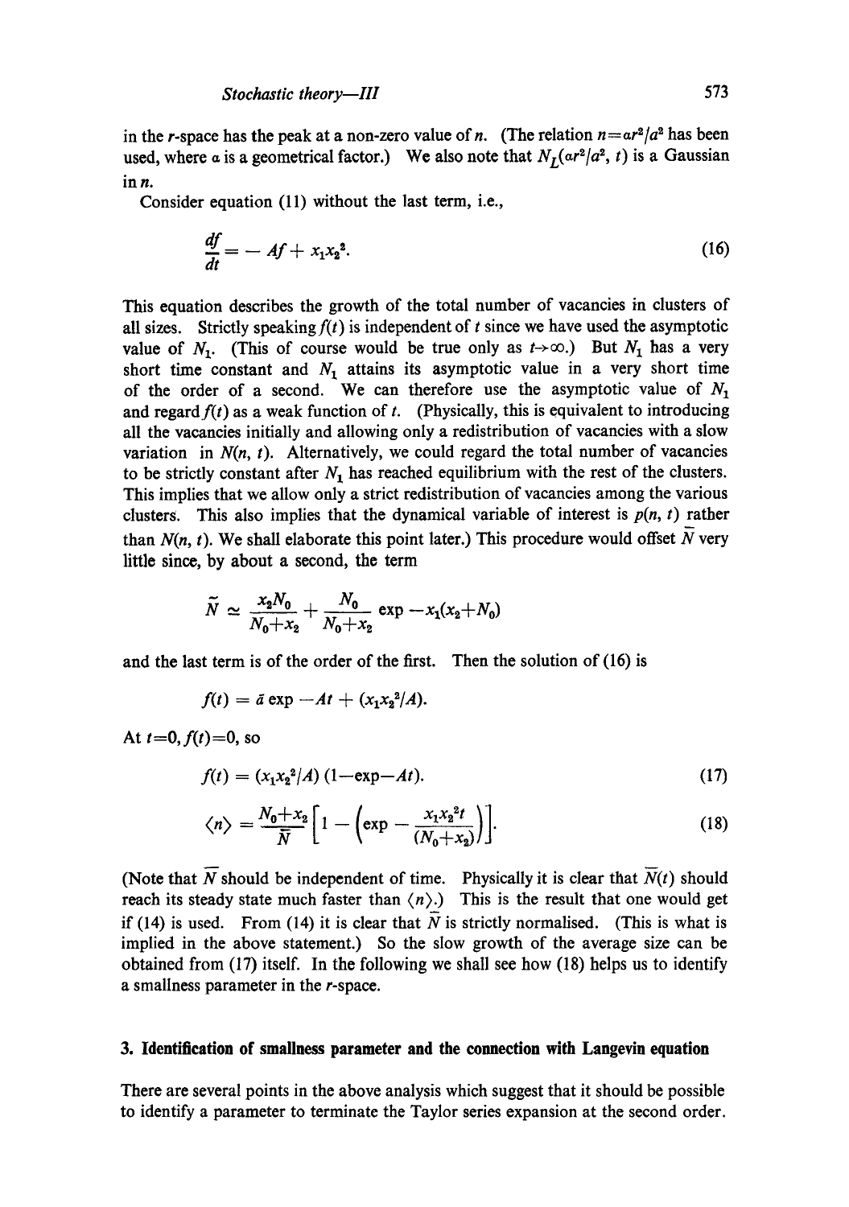in the $r$-space has the peak at a non-zero value of $n$. (The relation $n=\alpha r^2/a^2$ has been used, where $\alpha$ is a geometrical factor.) We also note that $N_L(\alpha r^2/a^2, t)$ is a Gaussian in $n$.

Consider equation (11) without the last term, i.e.,

$$\frac{df}{dt} = -Af + x_1 x_2^2. \tag{16}$$

This equation describes the growth of the total number of vacancies in clusters of all sizes. Strictly speaking $f(t)$ is independent of $t$ since we have used the asymptotic value of $N_1$. (This of course would be true only as $t \to \infty$.) But $N_1$ has a very short time constant and $N_1$ attains its asymptotic value in a very short time of the order of a second. We can therefore use the asymptotic value of $N_1$ and regard $f(t)$ as a weak function of $t$. (Physically, this is equivalent to introducing all the vacancies initially and allowing only a redistribution of vacancies with a slow variation in $N(n, t)$. Alternatively, we could regard the total number of vacancies to be strictly constant after $N_1$ has reached equilibrium with the rest of the clusters. This implies that we allow only a strict redistribution of vacancies among the various clusters. This also implies that the dynamical variable of interest is $p(n, t)$ rather than $N(n, t)$. We shall elaborate this point later.) This procedure would offset $\tilde{N}$ very little since, by about a second, the term

$$\tilde{N} \simeq \frac{x_2 N_0}{N_0 + x_2} + \frac{N_0}{N_0 + x_2} \exp -x_1(x_2 + N_0)$$

and the last term is of the order of the first. Then the solution of (16) is

$$f(t) = \bar{a} \exp -At + (x_1 x_2^2/A).$$

At $t=0, f(t)=0$, so

$$f(t) = (x_1 x_2^2/A)\,(1 - \exp -At). \tag{17}$$

$$\langle n \rangle = \frac{N_0 + x_2}{\tilde{N}} \left[ 1 - \left( \exp - \frac{x_1 x_2^2 t}{(N_0 + x_2)} \right) \right]. \tag{18}$$

(Note that $\tilde{N}$ should be independent of time. Physically it is clear that $\tilde{N}(t)$ should reach its steady state much faster than $\langle n \rangle$.) This is the result that one would get if (14) is used. From (14) it is clear that $\tilde{N}$ is strictly normalised. (This is what is implied in the above statement.) So the slow growth of the average size can be obtained from (17) itself. In the following we shall see how (18) helps us to identify a smallness parameter in the $r$-space.

## 3. Identification of smallness parameter and the connection with Langevin equation

There are several points in the above analysis which suggest that it should be possible to identify a parameter to terminate the Taylor series expansion at the second order.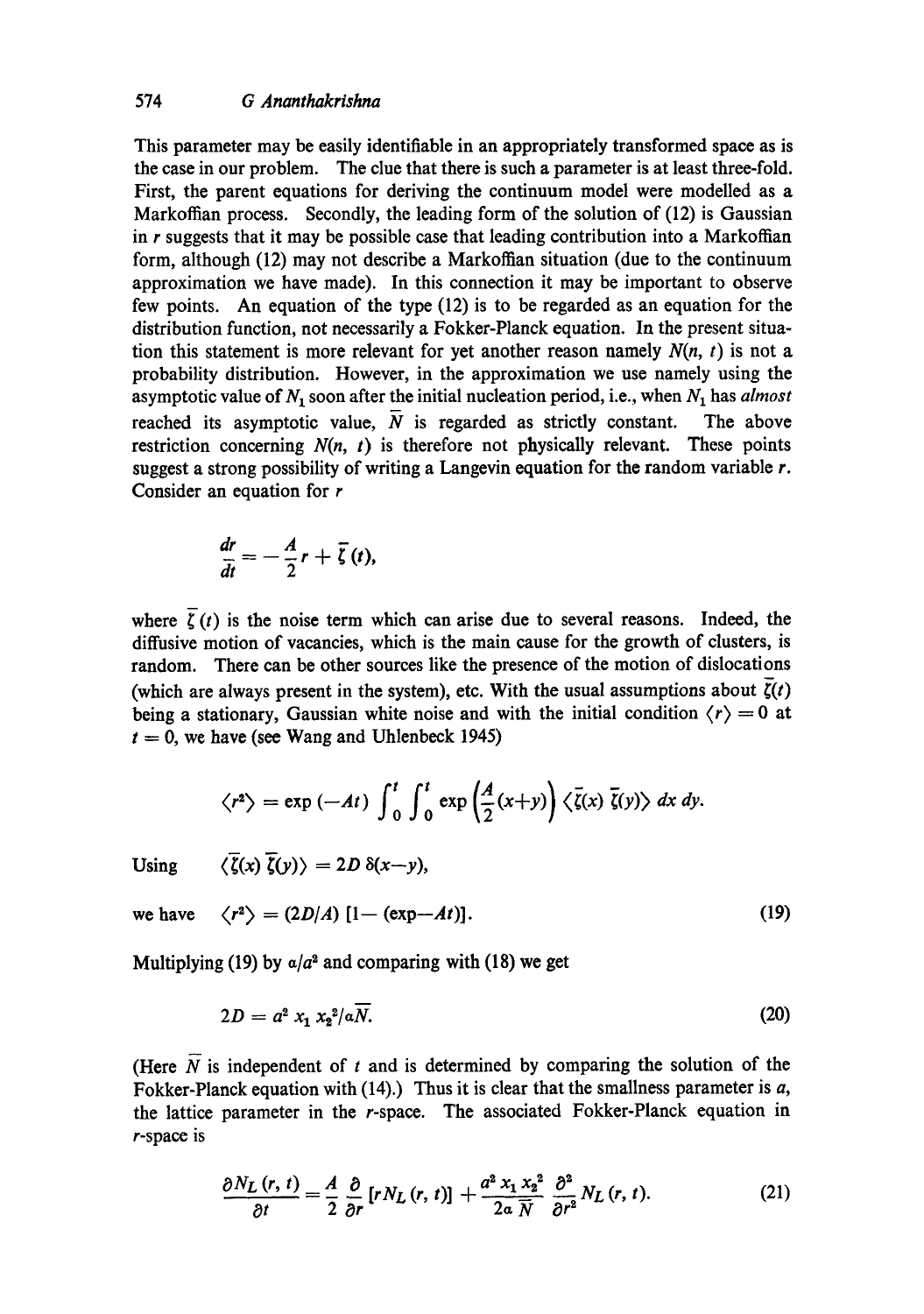This parameter may be easily identifiable in an appropriately transformed space as is the case in our problem. The clue that there is such a parameter is at least three-fold. First, the parent equations for deriving the continuum model were modelled as a Markoffian process. Secondly, the leading form of the solution of (12) is Gaussian in $r$ suggests that it may be possible case that leading contribution into a Markoffian form, although (12) may not describe a Markoffian situation (due to the continuum approximation we have made). In this connection it may be important to observe few points. An equation of the type (12) is to be regarded as an equation for the distribution function, not necessarily a Fokker-Planck equation. In the present situation this statement is more relevant for yet another reason namely $N(n, t)$ is not a probability distribution. However, in the approximation we use namely using the asymptotic value of $N_1$ soon after the initial nucleation period, i.e., when $N_1$ has *almost* reached its asymptotic value, $\bar{N}$ is regarded as strictly constant. The above restriction concerning $N(n, t)$ is therefore not physically relevant. These points suggest a strong possibility of writing a Langevin equation for the random variable $r$. Consider an equation for $r$

$$\frac{dr}{dt} = -\frac{A}{2} r + \bar{\zeta}(t),$$

where $\bar{\zeta}(t)$ is the noise term which can arise due to several reasons. Indeed, the diffusive motion of vacancies, which is the main cause for the growth of clusters, is random. There can be other sources like the presence of the motion of dislocations (which are always present in the system), etc. With the usual assumptions about $\bar{\zeta}(t)$ being a stationary, Gaussian white noise and with the initial condition $\langle r \rangle = 0$ at $t = 0$, we have (see Wang and Uhlenbeck 1945)

$$\langle r^2 \rangle = \exp(-At) \int_0^t \int_0^t \exp\left(\frac{A}{2}(x+y)\right) \langle \bar{\zeta}(x)\, \bar{\zeta}(y) \rangle \, dx\, dy.$$

Using $\quad \langle \bar{\zeta}(x)\, \bar{\zeta}(y) \rangle = 2D\, \delta(x-y),$

we have $\quad \langle r^2 \rangle = (2D/A)\,[1 - (\exp - At)]. \qquad (19)$

Multiplying (19) by $\alpha/a^2$ and comparing with (18) we get

$$2D = a^2\, x_1\, x_2^2 / \alpha \bar{N}. \tag{20}$$

(Here $\bar{N}$ is independent of $t$ and is determined by comparing the solution of the Fokker-Planck equation with (14).) Thus it is clear that the smallness parameter is $a$, the lattice parameter in the $r$-space. The associated Fokker-Planck equation in $r$-space is

$$\frac{\partial N_L(r, t)}{\partial t} = \frac{A}{2} \frac{\partial}{\partial r} [r N_L(r, t)] + \frac{a^2 x_1 x_2^2}{2\alpha \bar{N}} \frac{\partial^2}{\partial r^2} N_L(r, t). \tag{21}$$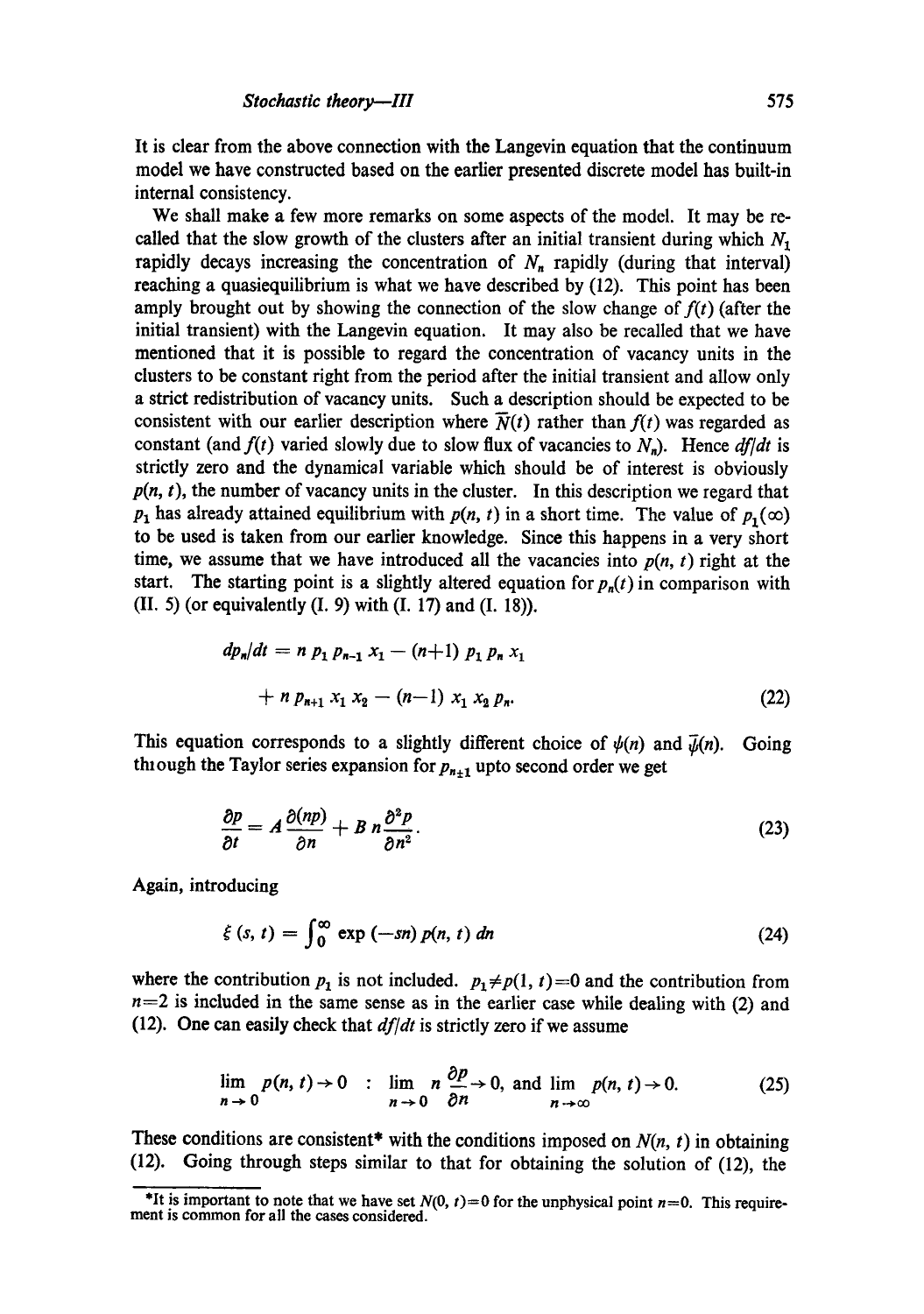It is clear from the above connection with the Langevin equation that the continuum model we have constructed based on the earlier presented discrete model has built-in internal consistency.

We shall make a few more remarks on some aspects of the model. It may be recalled that the slow growth of the clusters after an initial transient during which $N_1$ rapidly decays increasing the concentration of $N_n$ rapidly (during that interval) reaching a quasiequilibrium is what we have described by (12). This point has been amply brought out by showing the connection of the slow change of $f(t)$ (after the initial transient) with the Langevin equation. It may also be recalled that we have mentioned that it is possible to regard the concentration of vacancy units in the clusters to be constant right from the period after the initial transient and allow only a strict redistribution of vacancy units. Such a description should be expected to be consistent with our earlier description where $\bar{N}(t)$ rather than $f(t)$ was regarded as constant (and $f(t)$ varied slowly due to slow flux of vacancies to $N_n$). Hence $df/dt$ is strictly zero and the dynamical variable which should be of interest is obviously $p(n, t)$, the number of vacancy units in the cluster. In this description we regard that $p_1$ has already attained equilibrium with $p(n, t)$ in a short time. The value of $p_1(\infty)$ to be used is taken from our earlier knowledge. Since this happens in a very short time, we assume that we have introduced all the vacancies into $p(n, t)$ right at the start. The starting point is a slightly altered equation for $p_n(t)$ in comparison with (II. 5) (or equivalently (I. 9) with (I. 17) and (I. 18)).

$$dp_n/dt = n\, p_1\, p_{n-1}\, x_1 - (n+1)\, p_1\, p_n\, x_1 + n\, p_{n+1}\, x_1\, x_2 - (n-1)\, x_1\, x_2\, p_n. \tag{22}$$

This equation corresponds to a slightly different choice of $\psi(n)$ and $\bar{\psi}(n)$. Going through the Taylor series expansion for $p_{n\pm1}$ upto second order we get

$$\frac{\partial p}{\partial t} = A\frac{\partial (np)}{\partial n} + B\, n\frac{\partial^2 p}{\partial n^2}. \tag{23}$$

Again, introducing

$$\xi(s, t) = \int_0^\infty \exp(-sn)\, p(n, t)\, dn \tag{24}$$

where the contribution $p_1$ is not included. $p_1 \neq p(1, t) = 0$ and the contribution from $n=2$ is included in the same sense as in the earlier case while dealing with (2) and (12). One can easily check that $df/dt$ is strictly zero if we assume

$$\lim_{n\to 0} p(n, t) \to 0 \;\; : \;\; \lim_{n\to 0} n\frac{\partial p}{\partial n} \to 0, \text{ and } \lim_{n\to\infty} p(n, t) \to 0. \tag{25}$$

These conditions are consistent* with the conditions imposed on $N(n, t)$ in obtaining (12). Going through steps similar to that for obtaining the solution of (12), the

*It is important to note that we have set $N(0, t)=0$ for the unphysical point $n=0$. This requirement is common for all the cases considered.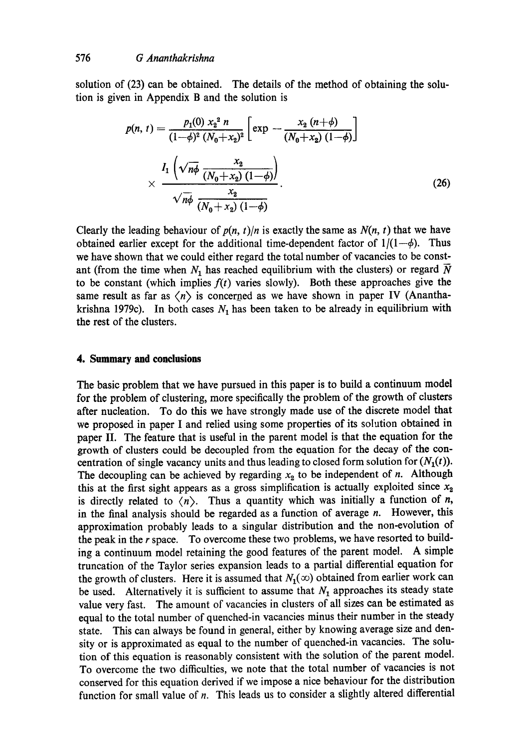solution of (23) can be obtained. The details of the method of obtaining the solution is given in Appendix B and the solution is

$$p(n, t) = \frac{p_1(0)\, x_2^2\, n}{(1-\phi)^2\, (N_0+x_2)^2} \left[ \exp - \frac{x_2\, (n+\phi)}{(N_0+x_2)\, (1-\phi)} \right] \times \frac{I_1 \left( \sqrt{n\phi}\, \dfrac{x_2}{(N_0+x_2)\, (1-\phi)} \right)}{\sqrt{n\phi}\, \dfrac{x_2}{(N_0+x_2)\, (1-\phi)}}. \tag{26}$$

Clearly the leading behaviour of $p(n, t)/n$ is exactly the same as $N(n, t)$ that we have obtained earlier except for the additional time-dependent factor of $1/(1-\phi)$. Thus we have shown that we could either regard the total number of vacancies to be constant (from the time when $N_1$ has reached equilibrium with the clusters) or regard $\bar{N}$ to be constant (which implies $f(t)$ varies slowly). Both these approaches give the same result as far as $\langle n \rangle$ is concerned as we have shown in paper IV (Ananthakrishna 1979c). In both cases $N_1$ has been taken to be already in equilibrium with the rest of the clusters.

## 4. Summary and conclusions

The basic problem that we have pursued in this paper is to build a continuum model for the problem of clustering, more specifically the problem of the growth of clusters after nucleation. To do this we have strongly made use of the discrete model that we proposed in paper I and relied using some properties of its solution obtained in paper II. The feature that is useful in the parent model is that the equation for the growth of clusters could be decoupled from the equation for the decay of the concentration of single vacancy units and thus leading to closed form solution for $(N_1(t))$. The decoupling can be achieved by regarding $x_2$ to be independent of $n$. Although this at the first sight appears as a gross simplification is actually exploited since $x_2$ is directly related to $\langle n \rangle$. Thus a quantity which was initially a function of $n$, in the final analysis should be regarded as a function of average $n$. However, this approximation probably leads to a singular distribution and the non-evolution of the peak in the $r$ space. To overcome these two problems, we have resorted to building a continuum model retaining the good features of the parent model. A simple truncation of the Taylor series expansion leads to a partial differential equation for the growth of clusters. Here it is assumed that $N_1(\infty)$ obtained from earlier work can be used. Alternatively it is sufficient to assume that $N_1$ approaches its steady state value very fast. The amount of vacancies in clusters of all sizes can be estimated as equal to the total number of quenched-in vacancies minus their number in the steady state. This can always be found in general, either by knowing average size and density or is approximated as equal to the number of quenched-in vacancies. The solution of this equation is reasonably consistent with the solution of the parent model. To overcome the two difficulties, we note that the total number of vacancies is not conserved for this equation derived if we impose a nice behaviour for the distribution function for small value of $n$. This leads us to consider a slightly altered differential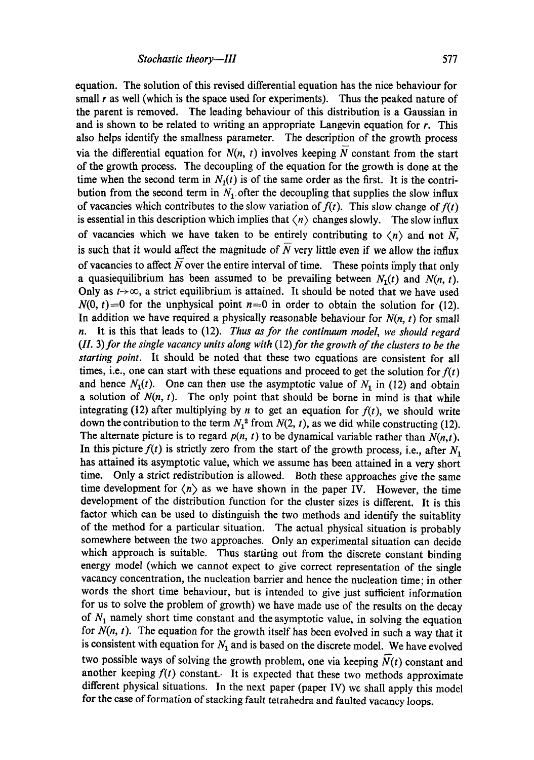equation. The solution of this revised differential equation has the nice behaviour for small $r$ as well (which is the space used for experiments). Thus the peaked nature of the parent is removed. The leading behaviour of this distribution is a Gaussian in and is shown to be related to writing an appropriate Langevin equation for $r$. This also helps identify the smallness parameter. The description of the growth process via the differential equation for $N(n, t)$ involves keeping $\bar{N}$ constant from the start of the growth process. The decoupling of the equation for the growth is done at the time when the second term in $N_1(t)$ is of the same order as the first. It is the contribution from the second term in $N_1$ ofter the decoupling that supplies the slow influx of vacancies which contributes to the slow variation of $f(t)$. This slow change of $f(t)$ is essential in this description which implies that $\langle n \rangle$ changes slowly. The slow influx of vacancies which we have taken to be entirely contributing to $\langle n \rangle$ and not $\bar{N}$, is such that it would affect the magnitude of $\bar{N}$ very little even if we allow the influx of vacancies to affect $\bar{N}$ over the entire interval of time. These points imply that only a quasiequilibrium has been assumed to be prevailing between $N_1(t)$ and $N(n, t)$. Only as $t \to \infty$, a strict equilibrium is attained. It should be noted that we have used $N(0, t) = 0$ for the unphysical point $n = 0$ in order to obtain the solution for (12). In addition we have required a physically reasonable behaviour for $N(n, t)$ for small $n$. It is this that leads to (12). *Thus as for the continuum model, we should regard (II. 3) for the single vacancy units along with (12) for the growth of the clusters to be the starting point.* It should be noted that these two equations are consistent for all times, i.e., one can start with these equations and proceed to get the solution for $f(t)$ and hence $N_1(t)$. One can then use the asymptotic value of $N_1$ in (12) and obtain a solution of $N(n, t)$. The only point that should be borne in mind is that while integrating (12) after multiplying by $n$ to get an equation for $f(t)$, we should write down the contribution to the term $N_1^2$ from $N(2, t)$, as we did while constructing (12). The alternate picture is to regard $p(n, t)$ to be dynamical variable rather than $N(n,t)$. In this picture $f(t)$ is strictly zero from the start of the growth process, i.e., after $N_1$ has attained its asymptotic value, which we assume has been attained in a very short time. Only a strict redistribution is allowed. Both these approaches give the same time development for $\langle n \rangle$ as we have shown in the paper IV. However, the time development of the distribution function for the cluster sizes is different. It is this factor which can be used to distinguish the two methods and identify the suitablity of the method for a particular situation. The actual physical situation is probably somewhere between the two approaches. Only an experimental situation can decide which approach is suitable. Thus starting out from the discrete constant binding energy model (which we cannot expect to give correct representation of the single vacancy concentration, the nucleation barrier and hence the nucleation time; in other words the short time behaviour, but is intended to give just sufficient information for us to solve the problem of growth) we have made use of the results on the decay of $N_1$ namely short time constant and the asymptotic value, in solving the equation for $N(n, t)$. The equation for the growth itself has been evolved in such a way that it is consistent with equation for $N_1$ and is based on the discrete model. We have evolved two possible ways of solving the growth problem, one via keeping $\bar{N}(t)$ constant and another keeping $f(t)$ constant. It is expected that these two methods approximate different physical situations. In the next paper (paper IV) we shall apply this model for the case of formation of stacking fault tetrahedra and faulted vacancy loops.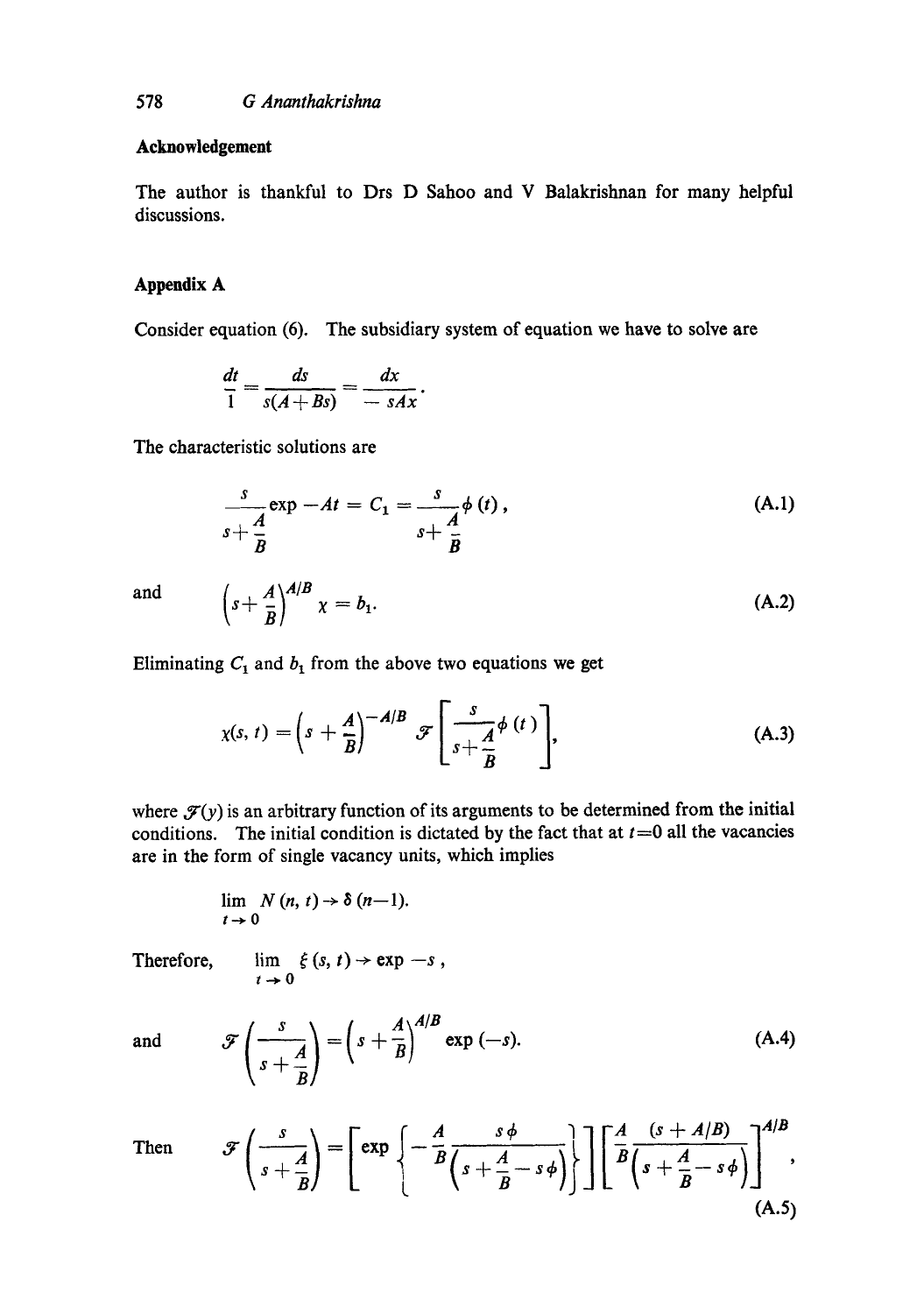## Acknowledgement

The author is thankful to Drs D Sahoo and V Balakrishnan for many helpful discussions.

## Appendix A

Consider equation (6). The subsidiary system of equation we have to solve are

$$\frac{dt}{1} = \frac{ds}{s(A+Bs)} = \frac{dx}{-sAx}.$$

The characteristic solutions are

$$\frac{s}{s+\frac{A}{B}} \exp -At = C_1 = \frac{s}{s+\frac{A}{B}} \phi(t), \tag{A.1}$$

and

$$\left(s+\frac{A}{B}\right)^{A/B} \chi = b_1. \tag{A.2}$$

Eliminating $C_1$ and $b_1$ from the above two equations we get

$$\chi(s,t) = \left(s+\frac{A}{B}\right)^{-A/B} \mathscr{F}\left[\frac{s}{s+\frac{A}{B}}\phi(t)\right], \tag{A.3}$$

where $\mathscr{F}(y)$ is an arbitrary function of its arguments to be determined from the initial conditions. The initial condition is dictated by the fact that at $t=0$ all the vacancies are in the form of single vacancy units, which implies

$$\lim_{t\to 0} N(n,t) \to \delta(n-1).$$

Therefore, $\lim_{t\to 0} \xi(s,t) \to \exp -s$,

and

$$\mathscr{F}\left(\frac{s}{s+\frac{A}{B}}\right) = \left(s+\frac{A}{B}\right)^{A/B} \exp(-s). \tag{A.4}$$

Then

$$\mathscr{F}\left(\frac{s}{s+\frac{A}{B}}\right) = \left[\exp\left\{-\frac{A}{B}\frac{s\phi}{\left(s+\frac{A}{B}-s\phi\right)}\right\}\right]\left[\frac{A}{B}\frac{(s+A/B)}{\left(s+\frac{A}{B}-s\phi\right)}\right]^{A/B}, \tag{A.5}$$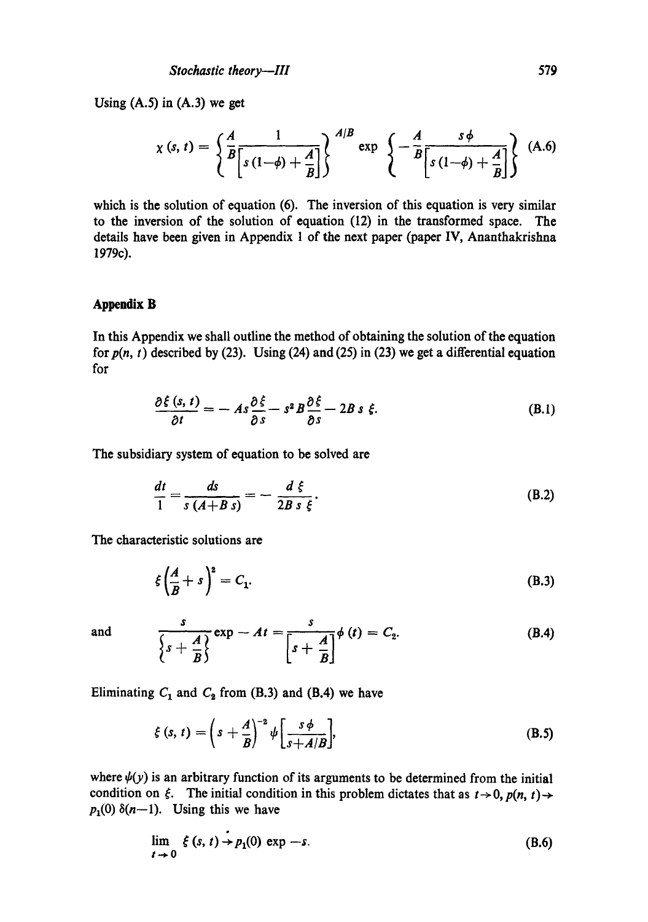Using (A.5) in (A.3) we get

$$\chi(s,t) = \left\{\frac{A}{B}\frac{1}{\left[s(1-\phi)+\frac{A}{B}\right]}\right\}^{A/B} \exp\left\{-\frac{A}{B}\frac{s\phi}{\left[s(1-\phi)+\frac{A}{B}\right]}\right\} \quad \text{(A.6)}$$

which is the solution of equation (6). The inversion of this equation is very similar to the inversion of the solution of equation (12) in the transformed space. The details have been given in Appendix 1 of the next paper (paper IV, Ananthakrishna 1979c).

## Appendix B

In this Appendix we shall outline the method of obtaining the solution of the equation for $p(n, t)$ described by (23). Using (24) and (25) in (23) we get a differential equation for

$$\frac{\partial \xi(s,t)}{\partial t} = -As\frac{\partial \xi}{\partial s} - s^2 B\frac{\partial \xi}{\partial s} - 2Bs\,\xi. \quad \text{(B.1)}$$

The subsidiary system of equation to be solved are

$$\frac{dt}{1} = \frac{ds}{s(A+Bs)} = -\frac{d\xi}{2Bs\,\xi}. \quad \text{(B.2)}$$

The characteristic solutions are

$$\xi\left(\frac{A}{B}+s\right)^2 = C_1. \quad \text{(B.3)}$$

and

$$\frac{s}{\left\{s+\frac{A}{B}\right\}}\exp -At = \frac{s}{\left[s+\frac{A}{B}\right]}\phi(t) = C_2. \quad \text{(B.4)}$$

Eliminating $C_1$ and $C_2$ from (B.3) and (B.4) we have

$$\xi(s,t) = \left(s+\frac{A}{B}\right)^{-2}\psi\left[\frac{s\phi}{s+A/B}\right], \quad \text{(B.5)}$$

where $\psi(y)$ is an arbitrary function of its arguments to be determined from the initial condition on $\xi$. The initial condition in this problem dictates that as $t \to 0$, $p(n, t) \to p_1(0)\,\delta(n-1)$. Using this we have

$$\lim_{t\to 0} \xi(s,t) \to p_1(0)\exp -s. \quad \text{(B.6)}$$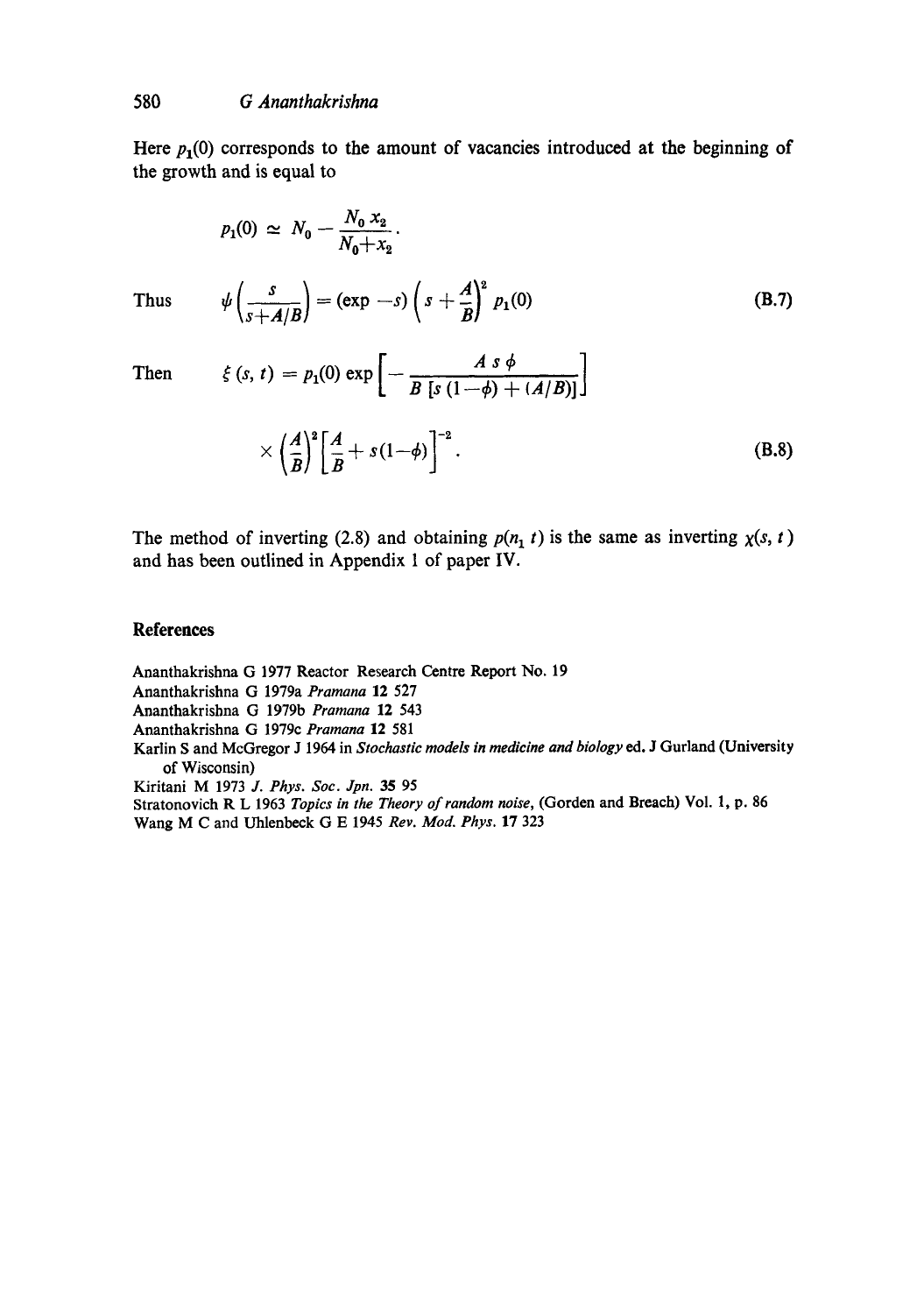Here $p_1(0)$ corresponds to the amount of vacancies introduced at the beginning of the growth and is equal to

$$p_1(0) \simeq N_0 - \frac{N_0\, x_2}{N_0 + x_2}.$$

Thus

$$\psi\left(\frac{s}{s+A/B}\right) = (\exp -s)\left(s + \frac{A}{B}\right)^2 p_1(0) \tag{B.7}$$

Then

$$\xi\,(s,t) = p_1(0) \exp\left[-\frac{A\,s\,\phi}{B\,[s\,(1-\phi) + (A/B)]}\right]$$

$$\times \left(\frac{A}{B}\right)^2 \left[\frac{A}{B} + s(1-\phi)\right]^{-2}. \tag{B.8}$$

The method of inverting (2.8) and obtaining $p(n_1\, t)$ is the same as inverting $\chi(s, t)$ and has been outlined in Appendix 1 of paper IV.

## References

Ananthakrishna G 1977 Reactor Research Centre Report No. 19

Ananthakrishna G 1979a *Pramana* **12** 527

Ananthakrishna G 1979b *Pramana* **12** 543

Ananthakrishna G 1979c *Pramana* **12** 581

Karlin S and McGregor J 1964 in *Stochastic models in medicine and biology* ed. J Gurland (University of Wisconsin)

Kiritani M 1973 *J. Phys. Soc. Jpn.* **35** 95

Stratonovich R L 1963 *Topics in the Theory of random noise*, (Gorden and Breach) Vol. 1, p. 86

Wang M C and Uhlenbeck G E 1945 *Rev. Mod. Phys.* **17** 323